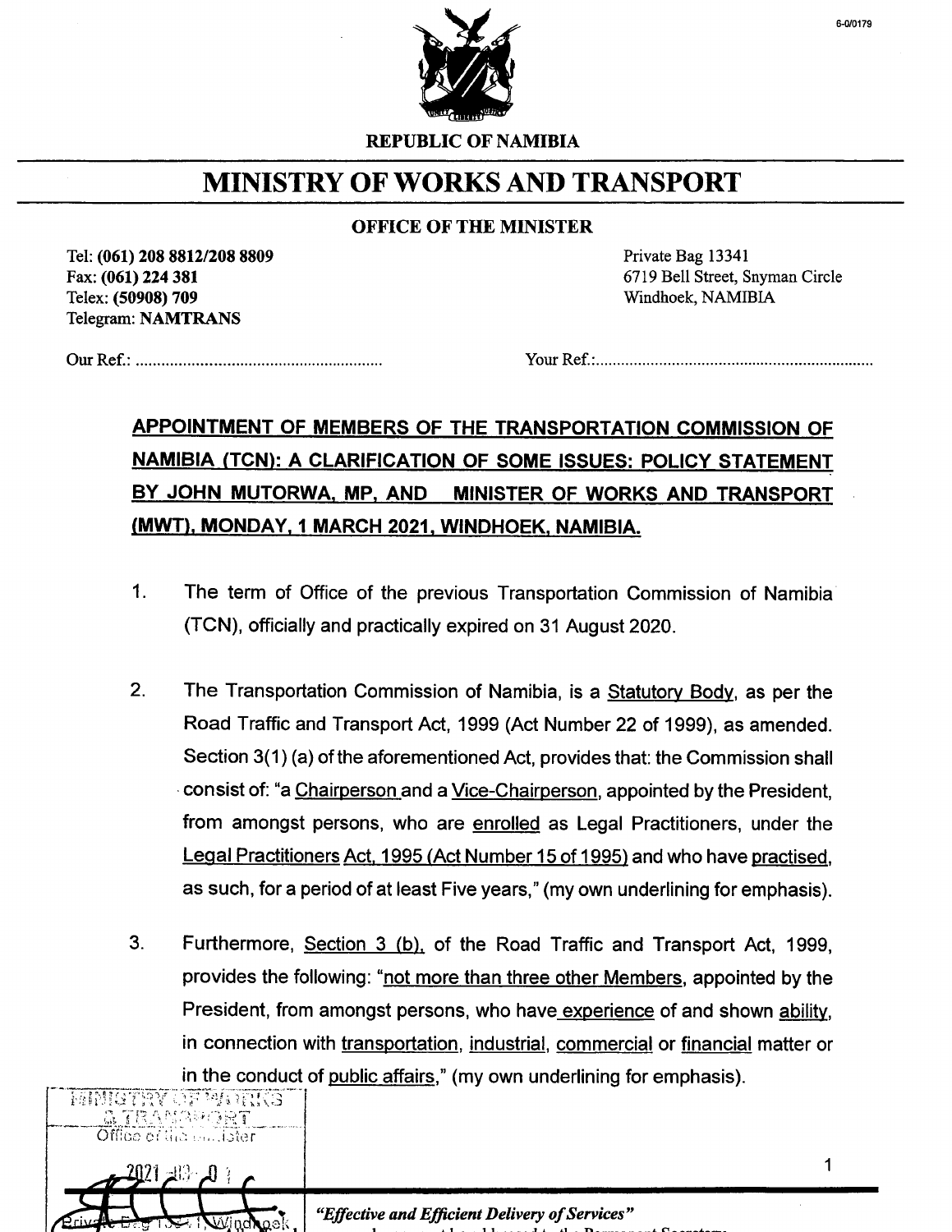REPUBLIC OF NAMIBIA

# MINISTRY OF WORKS AND TRANSPORT

**OFFICE OF THE MINISTER**

Tel: **(061) 208 8812/208 8809**
Fax: **(061) 224 381**
Telex: **(50908) 709**
Telegram: **NAMTRANS**

Private Bag 13341
6719 Bell Street, Snyman Circle
Windhoek, NAMIBIA

Our Ref.: ..........................................................

Your Ref.: ..................................................................

## APPOINTMENT OF MEMBERS OF THE TRANSPORTATION COMMISSION OF NAMIBIA (TCN): A CLARIFICATION OF SOME ISSUES: POLICY STATEMENT BY JOHN MUTORWA, MP, AND MINISTER OF WORKS AND TRANSPORT (MWT), MONDAY, 1 MARCH 2021, WINDHOEK, NAMIBIA.

1. The term of Office of the previous Transportation Commission of Namibia (TCN), officially and practically expired on 31 August 2020.

2. The Transportation Commission of Namibia, is a Statutory Body, as per the Road Traffic and Transport Act, 1999 (Act Number 22 of 1999), as amended. Section 3(1) (a) of the aforementioned Act, provides that: the Commission shall consist of: "a Chairperson and a Vice-Chairperson, appointed by the President, from amongst persons, who are enrolled as Legal Practitioners, under the Legal Practitioners Act, 1995 (Act Number 15 of 1995) and who have practised, as such, for a period of at least Five years," (my own underlining for emphasis).

3. Furthermore, Section 3 (b), of the Road Traffic and Transport Act, 1999, provides the following: "not more than three other Members, appointed by the President, from amongst persons, who have experience of and shown ability, in connection with transportation, industrial, commercial or financial matter or in the conduct of public affairs," (my own underlining for emphasis).

*"Effective and Efficient Delivery of Services"*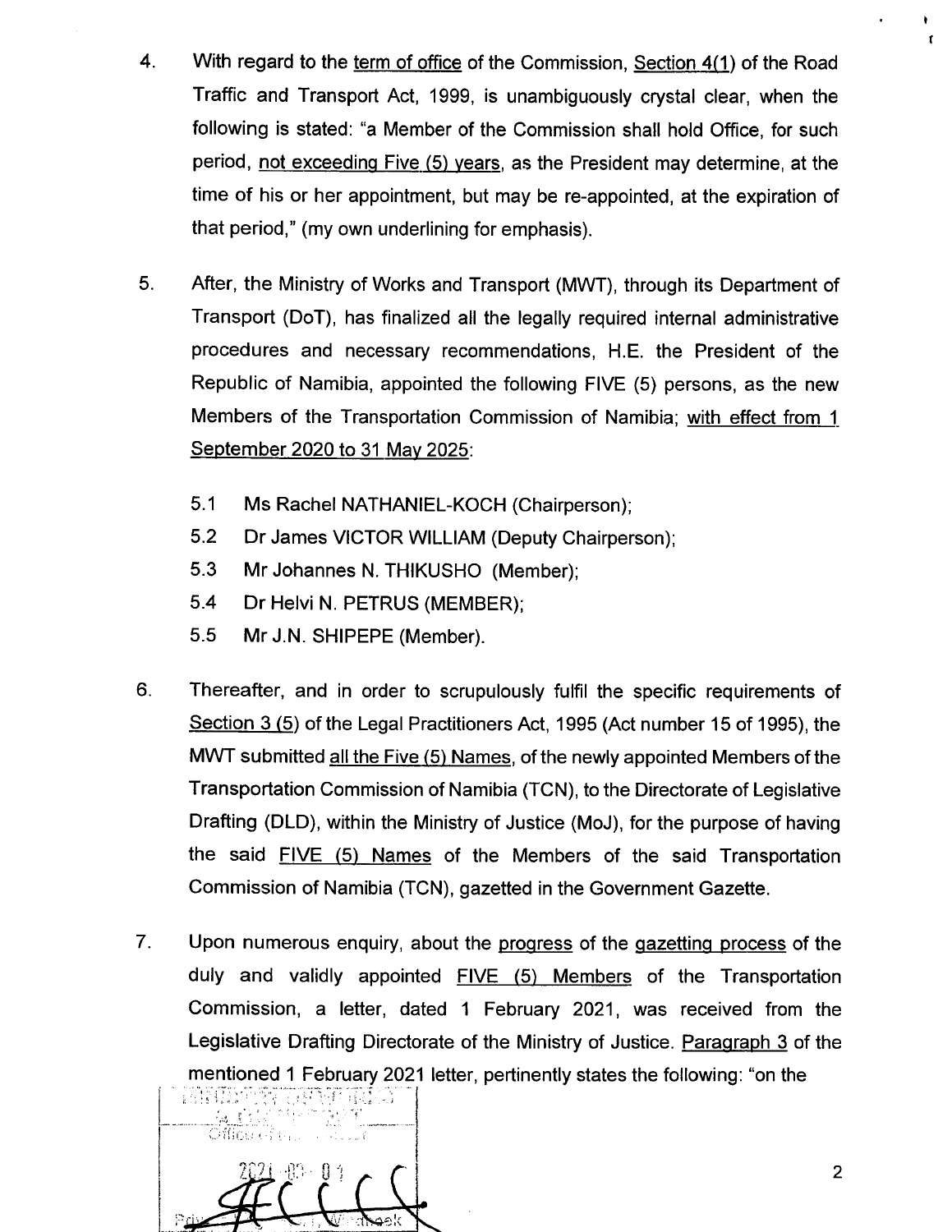4. With regard to the term of office of the Commission, Section 4(1) of the Road Traffic and Transport Act, 1999, is unambiguously crystal clear, when the following is stated: "a Member of the Commission shall hold Office, for such period, not exceeding Five (5) years, as the President may determine, at the time of his or her appointment, but may be re-appointed, at the expiration of that period," (my own underlining for emphasis).

5. After, the Ministry of Works and Transport (MWT), through its Department of Transport (DoT), has finalized all the legally required internal administrative procedures and necessary recommendations, H.E. the President of the Republic of Namibia, appointed the following FIVE (5) persons, as the new Members of the Transportation Commission of Namibia; with effect from 1 September 2020 to 31 May 2025:

   5.1 Ms Rachel NATHANIEL-KOCH (Chairperson);

   5.2 Dr James VICTOR WILLIAM (Deputy Chairperson);

   5.3 Mr Johannes N. THIKUSHO (Member);

   5.4 Dr Helvi N. PETRUS (MEMBER);

   5.5 Mr J.N. SHIPEPE (Member).

6. Thereafter, and in order to scrupulously fulfil the specific requirements of Section 3 (5) of the Legal Practitioners Act, 1995 (Act number 15 of 1995), the MWT submitted all the Five (5) Names, of the newly appointed Members of the Transportation Commission of Namibia (TCN), to the Directorate of Legislative Drafting (DLD), within the Ministry of Justice (MoJ), for the purpose of having the said FIVE (5) Names of the Members of the said Transportation Commission of Namibia (TCN), gazetted in the Government Gazette.

7. Upon numerous enquiry, about the progress of the gazetting process of the duly and validly appointed FIVE (5) Members of the Transportation Commission, a letter, dated 1 February 2021, was received from the Legislative Drafting Directorate of the Ministry of Justice. Paragraph 3 of the mentioned 1 February 2021 letter, pertinently states the following: "on the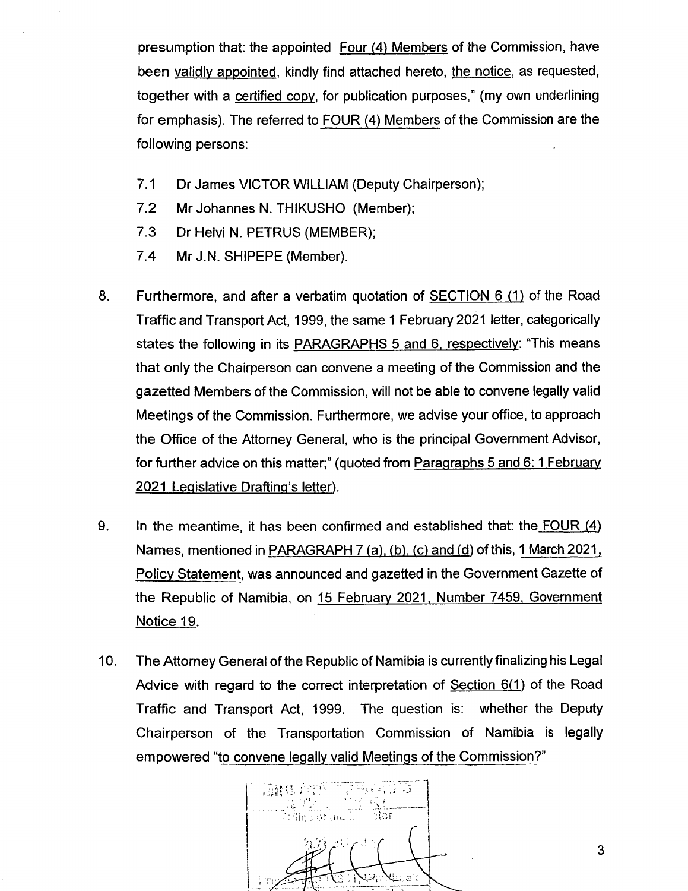presumption that: the appointed Four (4) Members of the Commission, have been validly appointed, kindly find attached hereto, the notice, as requested, together with a certified copy, for publication purposes," (my own underlining for emphasis). The referred to FOUR (4) Members of the Commission are the following persons:

7.1 Dr James VICTOR WILLIAM (Deputy Chairperson);

7.2 Mr Johannes N. THIKUSHO (Member);

7.3 Dr Helvi N. PETRUS (MEMBER);

7.4 Mr J.N. SHIPEPE (Member).

8. Furthermore, and after a verbatim quotation of SECTION 6 (1) of the Road Traffic and Transport Act, 1999, the same 1 February 2021 letter, categorically states the following in its PARAGRAPHS 5 and 6, respectively: "This means that only the Chairperson can convene a meeting of the Commission and the gazetted Members of the Commission, will not be able to convene legally valid Meetings of the Commission. Furthermore, we advise your office, to approach the Office of the Attorney General, who is the principal Government Advisor, for further advice on this matter;" (quoted from Paragraphs 5 and 6: 1 February 2021 Legislative Drafting's letter).

9. In the meantime, it has been confirmed and established that: the FOUR (4) Names, mentioned in PARAGRAPH 7 (a), (b), (c) and (d) of this, 1 March 2021, Policy Statement, was announced and gazetted in the Government Gazette of the Republic of Namibia, on 15 February 2021, Number 7459, Government Notice 19.

10. The Attorney General of the Republic of Namibia is currently finalizing his Legal Advice with regard to the correct interpretation of Section 6(1) of the Road Traffic and Transport Act, 1999. The question is: whether the Deputy Chairperson of the Transportation Commission of Namibia is legally empowered "to convene legally valid Meetings of the Commission?"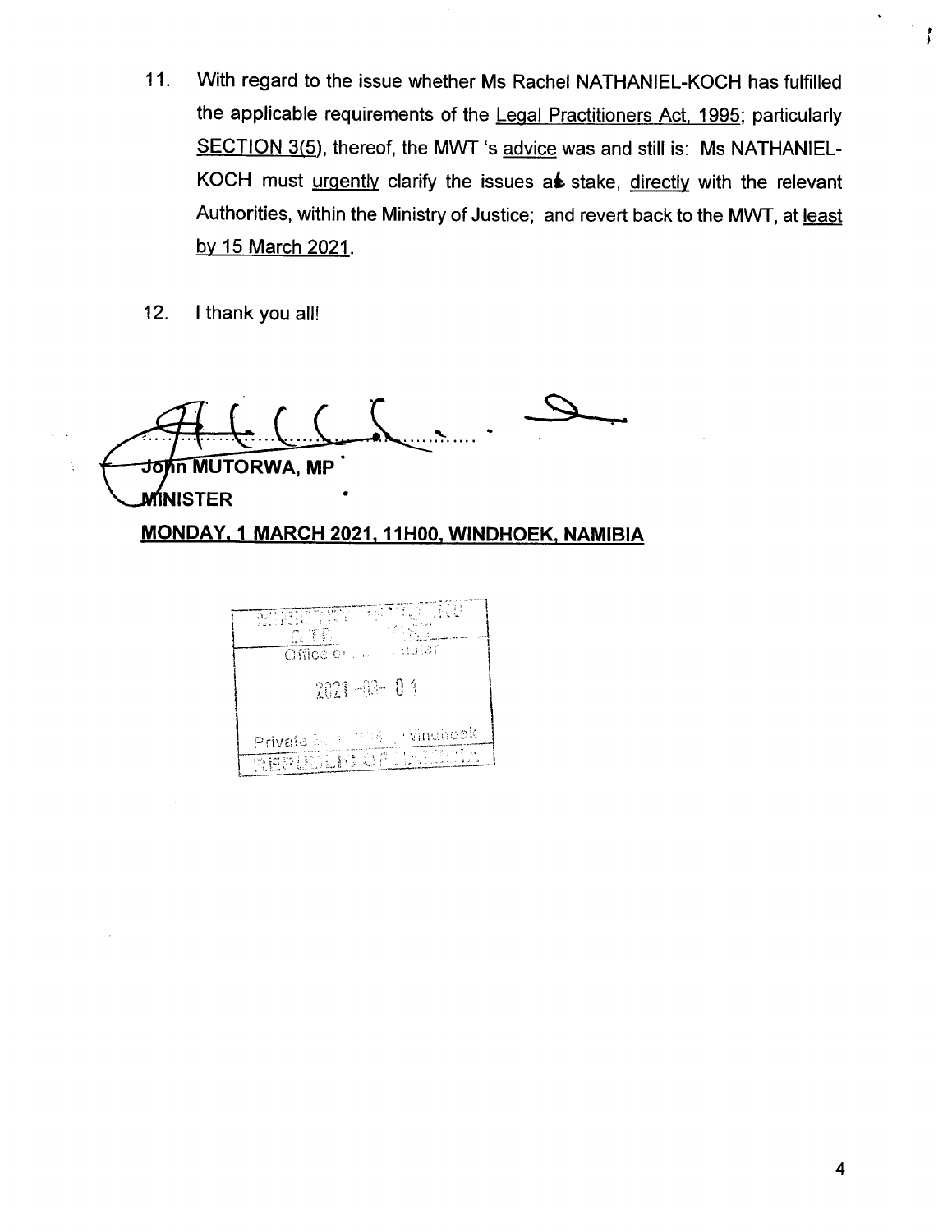11. With regard to the issue whether Ms Rachel NATHANIEL-KOCH has fulfilled the applicable requirements of the Legal Practitioners Act, 1995; particularly SECTION 3(5), thereof, the MWT 's advice was and still is: Ms NATHANIEL-KOCH must urgently clarify the issues at stake, directly with the relevant Authorities, within the Ministry of Justice; and revert back to the MWT, at least by 15 March 2021.

12. I thank you all!

**John MUTORWA, MP**
**MINISTER**

**MONDAY, 1 MARCH 2021, 11H00, WINDHOEK, NAMIBIA**

Office of ... 
2021 -03- 01
Private ... Windhoek
REPUBLIC OF ...